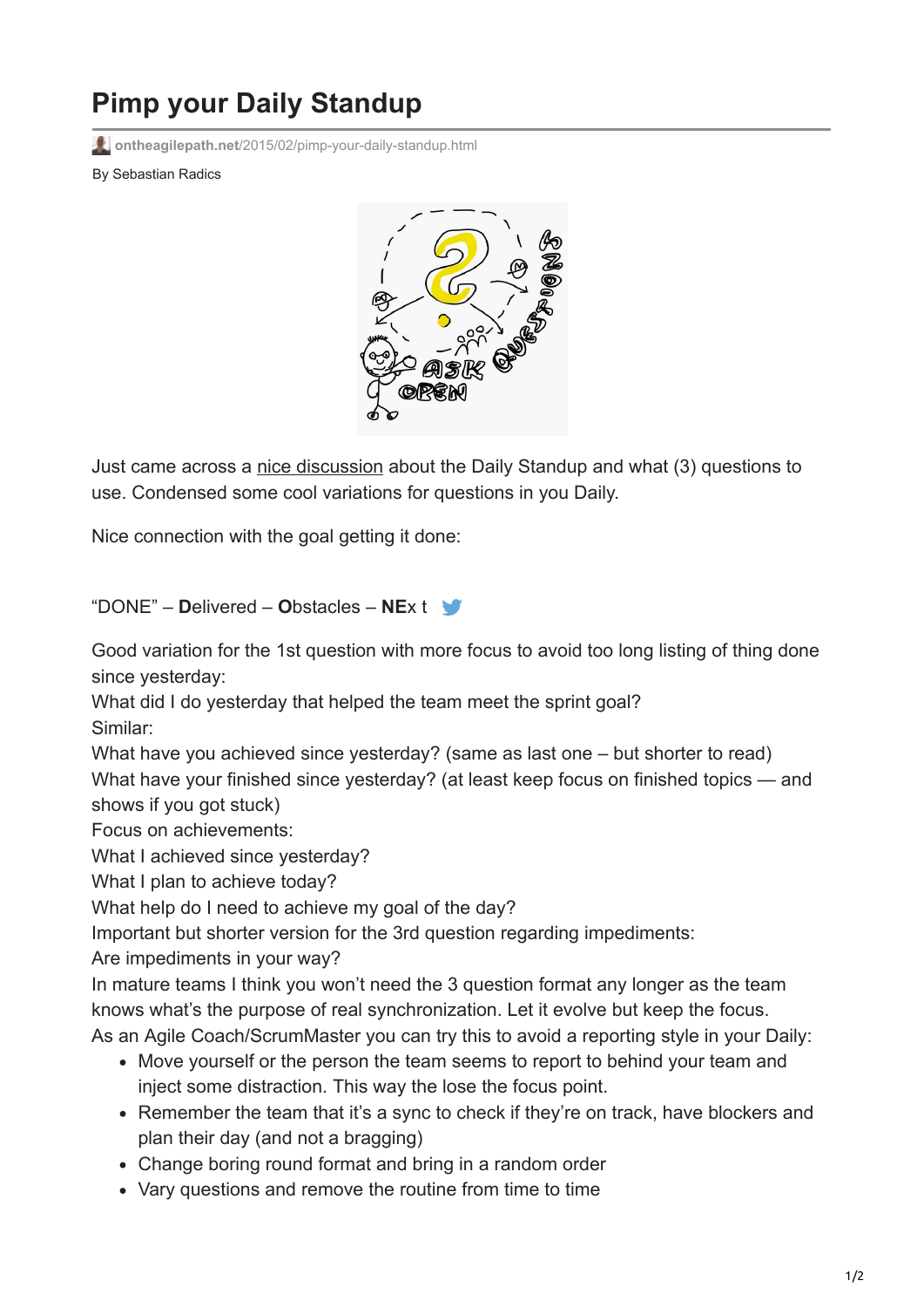# Pimp your Daily Standup

ontheagilepath.net/2015/02/pimp-your-daily-standup.html

By Sebastian Radics

Just came across a nice discussion about the Daily Standup and what (3) questions to use. Condensed some cool variations for questions in you Daily.

Nice connection with the goal getting it done:

"DONE" – **D**elivered – **O**bstacles – **NE**x t

Good variation for the 1st question with more focus to avoid too long listing of thing done since yesterday:
What did I do yesterday that helped the team meet the sprint goal?
Similar:
What have you achieved since yesterday? (same as last one – but shorter to read)
What have your finished since yesterday? (at least keep focus on finished topics — and shows if you got stuck)
Focus on achievements:
What I achieved since yesterday?
What I plan to achieve today?
What help do I need to achieve my goal of the day?
Important but shorter version for the 3rd question regarding impediments:
Are impediments in your way?
In mature teams I think you won't need the 3 question format any longer as the team knows what's the purpose of real synchronization. Let it evolve but keep the focus.
As an Agile Coach/ScrumMaster you can try this to avoid a reporting style in your Daily:

- Move yourself or the person the team seems to report to behind your team and inject some distraction. This way the lose the focus point.
- Remember the team that it's a sync to check if they're on track, have blockers and plan their day (and not a bragging)
- Change boring round format and bring in a random order
- Vary questions and remove the routine from time to time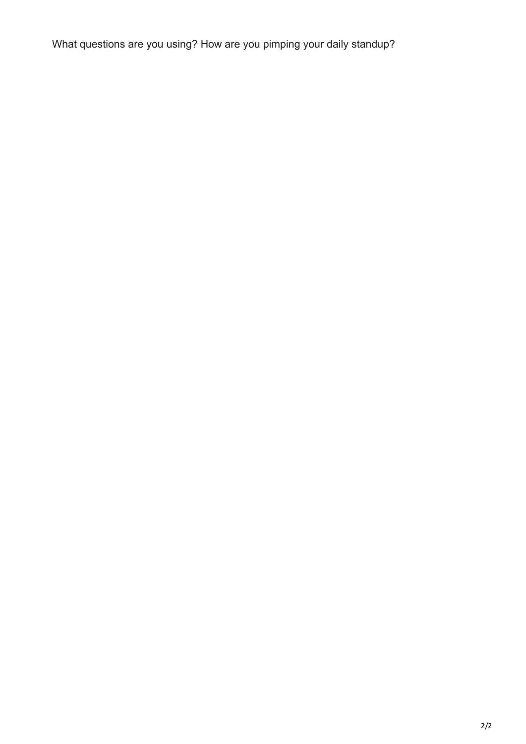What questions are you using? How are you pimping your daily standup?